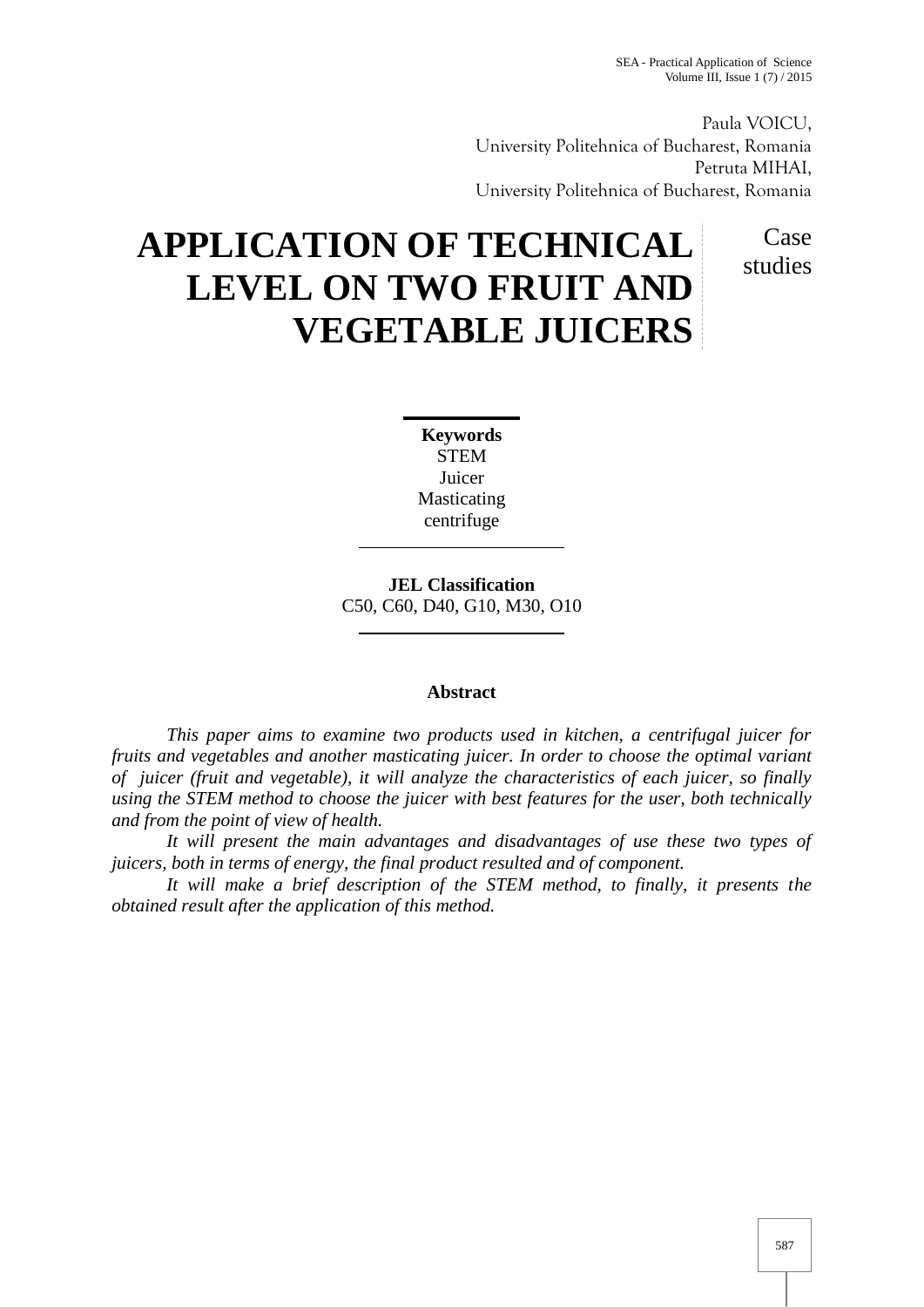Paula VOICU,
University Politehnica of Bucharest, Romania
Petruta MIHAI,
University Politehnica of Bucharest, Romania

# APPLICATION OF TECHNICAL LEVEL ON TWO FRUIT AND VEGETABLE JUICERS

Case studies

**Keywords**
STEM
Juicer
Masticating
centrifuge

**JEL Classification**
C50, C60, D40, G10, M30, O10

**Abstract**

*This paper aims to examine two products used in kitchen, a centrifugal juicer for fruits and vegetables and another masticating juicer. In order to choose the optimal variant of juicer (fruit and vegetable), it will analyze the characteristics of each juicer, so finally using the STEM method to choose the juicer with best features for the user, both technically and from the point of view of health.*

*It will present the main advantages and disadvantages of use these two types of juicers, both in terms of energy, the final product resulted and of component.*

*It will make a brief description of the STEM method, to finally, it presents the obtained result after the application of this method.*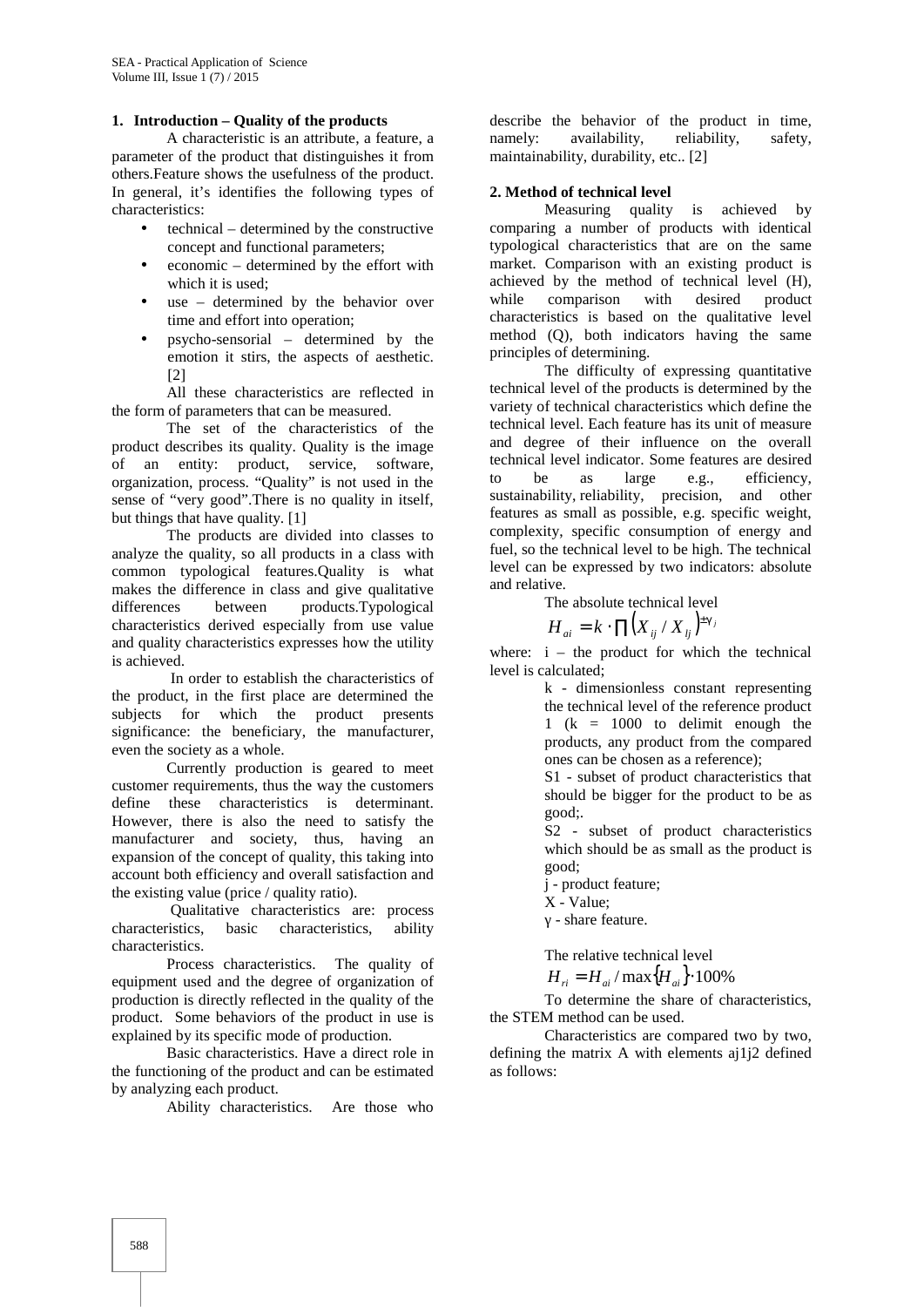## 1. Introduction – Quality of the products

A characteristic is an attribute, a feature, a parameter of the product that distinguishes it from others.Feature shows the usefulness of the product. In general, it's identifies the following types of characteristics:

- technical – determined by the constructive concept and functional parameters;
- economic – determined by the effort with which it is used;
- use – determined by the behavior over time and effort into operation;
- psycho-sensorial – determined by the emotion it stirs, the aspects of aesthetic. [2]

All these characteristics are reflected in the form of parameters that can be measured.

The set of the characteristics of the product describes its quality. Quality is the image of an entity: product, service, software, organization, process. "Quality" is not used in the sense of "very good".There is no quality in itself, but things that have quality. [1]

The products are divided into classes to analyze the quality, so all products in a class with common typological features.Quality is what makes the difference in class and give qualitative differences between products.Typological characteristics derived especially from use value and quality characteristics expresses how the utility is achieved.

In order to establish the characteristics of the product, in the first place are determined the subjects for which the product presents significance: the beneficiary, the manufacturer, even the society as a whole.

Currently production is geared to meet customer requirements, thus the way the customers define these characteristics is determinant. However, there is also the need to satisfy the manufacturer and society, thus, having an expansion of the concept of quality, this taking into account both efficiency and overall satisfaction and the existing value (price / quality ratio).

Qualitative characteristics are: process characteristics, basic characteristics, ability characteristics.

Process characteristics. The quality of equipment used and the degree of organization of production is directly reflected in the quality of the product. Some behaviors of the product in use is explained by its specific mode of production.

Basic characteristics. Have a direct role in the functioning of the product and can be estimated by analyzing each product.

Ability characteristics. Are those who describe the behavior of the product in time, namely: availability, reliability, safety, maintainability, durability, etc.. [2]

## 2. Method of technical level

Measuring quality is achieved by comparing a number of products with identical typological characteristics that are on the same market. Comparison with an existing product is achieved by the method of technical level (H), while comparison with desired product characteristics is based on the qualitative level method (Q), both indicators having the same principles of determining.

The difficulty of expressing quantitative technical level of the products is determined by the variety of technical characteristics which define the technical level. Each feature has its unit of measure and degree of their influence on the overall technical level indicator. Some features are desired to be as large e.g., efficiency, sustainability, reliability, precision, and other features as small as possible, e.g. specific weight, complexity, specific consumption of energy and fuel, so the technical level to be high. The technical level can be expressed by two indicators: absolute and relative.

The absolute technical level

$$H_{ai} = k \cdot \prod \left(X_{ij} / X_{1j}\right)^{\pm\gamma_j}$$

where: i – the product for which the technical level is calculated;

k - dimensionless constant representing the technical level of the reference product 1 (k = 1000 to delimit enough the products, any product from the compared ones can be chosen as a reference);

S1 - subset of product characteristics that should be bigger for the product to be as good;.

S2 - subset of product characteristics which should be as small as the product is good;

j - product feature;

X - Value;

γ - share feature.

The relative technical level

$$H_{ri} = H_{ai} / \max\{H_{ai}\} \cdot 100\%$$

To determine the share of characteristics, the STEM method can be used.

Characteristics are compared two by two, defining the matrix A with elements aj1j2 defined as follows: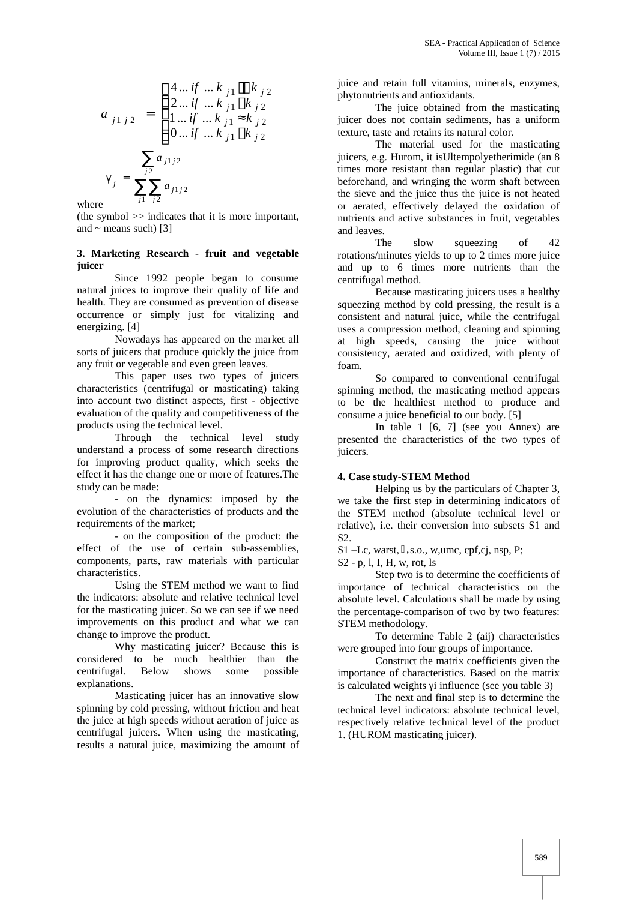$$a_{j1j2} = \begin{cases} 4 \ldots if \ \ldots k_{j1} \gg k_{j2} \\ 2 \ldots if \ \ldots k_{j1} > k_{j2} \\ 1 \ldots if \ \ldots k_{j1} \approx k_{j2} \\ 0 \ldots if \ \ldots k_{j1} < k_{j2} \end{cases}$$

$$\gamma_j = \frac{\sum_{j2} a_{j1j2}}{\sum_{j1}\sum_{j2} a_{j1j2}}$$

where

(the symbol >> indicates that it is more important, and ~ means such) [3]

### 3. Marketing Research - fruit and vegetable juicer

Since 1992 people began to consume natural juices to improve their quality of life and health. They are consumed as prevention of disease occurrence or simply just for vitalizing and energizing. [4]

Nowadays has appeared on the market all sorts of juicers that produce quickly the juice from any fruit or vegetable and even green leaves.

This paper uses two types of juicers characteristics (centrifugal or masticating) taking into account two distinct aspects, first - objective evaluation of the quality and competitiveness of the products using the technical level.

Through the technical level study understand a process of some research directions for improving product quality, which seeks the effect it has the change one or more of features.The study can be made:

- on the dynamics: imposed by the evolution of the characteristics of products and the requirements of the market;
- on the composition of the product: the effect of the use of certain sub-assemblies, components, parts, raw materials with particular characteristics.

Using the STEM method we want to find the indicators: absolute and relative technical level for the masticating juicer. So we can see if we need improvements on this product and what we can change to improve the product.

Why masticating juicer? Because this is considered to be much healthier than the centrifugal. Below shows some possible explanations.

Masticating juicer has an innovative slow spinning by cold pressing, without friction and heat the juice at high speeds without aeration of juice as centrifugal juicers. When using the masticating, results a natural juice, maximizing the amount of juice and retain full vitamins, minerals, enzymes, phytonutrients and antioxidants.

The juice obtained from the masticating juicer does not contain sediments, has a uniform texture, taste and retains its natural color.

The material used for the masticating juicers, e.g. Hurom, it isUltempolyetherimide (an 8 times more resistant than regular plastic) that cut beforehand, and wringing the worm shaft between the sieve and the juice thus the juice is not heated or aerated, effectively delayed the oxidation of nutrients and active substances in fruit, vegetables and leaves.

The slow squeezing of 42 rotations/minutes yields to up to 2 times more juice and up to 6 times more nutrients than the centrifugal method.

Because masticating juicers uses a healthy squeezing method by cold pressing, the result is a consistent and natural juice, while the centrifugal uses a compression method, cleaning and spinning at high speeds, causing the juice without consistency, aerated and oxidized, with plenty of foam.

So compared to conventional centrifugal spinning method, the masticating method appears to be the healthiest method to produce and consume a juice beneficial to our body. [5]

In table 1 [6, 7] (see you Annex) are presented the characteristics of the two types of juicers.

### 4. Case study-STEM Method

Helping us by the particulars of Chapter 3, we take the first step in determining indicators of the STEM method (absolute technical level or relative), i.e. their conversion into subsets S1 and S2.

S1 –Lc, warst, , s.o., w,umc, cpf,cj, nsp, P;

S2 - p, l, I, H, w, rot, ls

Step two is to determine the coefficients of importance of technical characteristics on the absolute level. Calculations shall be made by using the percentage-comparison of two by two features: STEM methodology.

To determine Table 2 (aij) characteristics were grouped into four groups of importance.

Construct the matrix coefficients given the importance of characteristics. Based on the matrix is calculated weights γi influence (see you table 3)

The next and final step is to determine the technical level indicators: absolute technical level, respectively relative technical level of the product 1. (HUROM masticating juicer).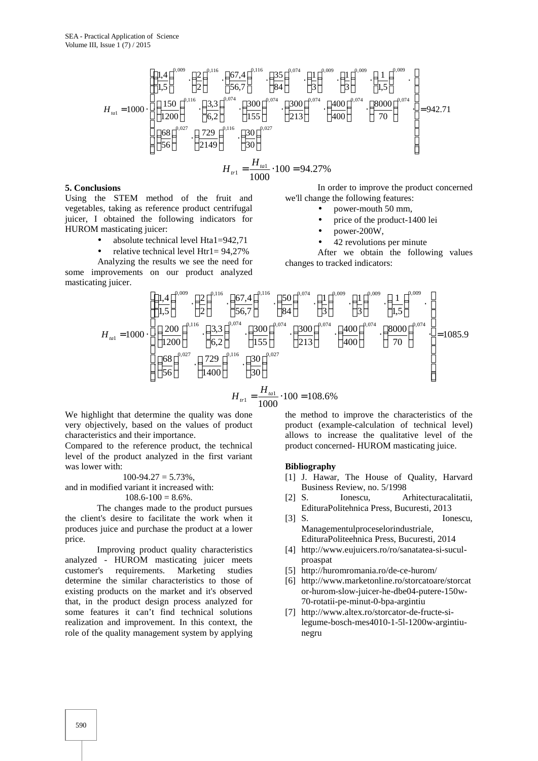$$H_{ta1} = 1000 \cdot \left[ \begin{array}{l} \left(\frac{1,4}{1,5}\right)^{0,009} \cdot \left(\frac{2}{2}\right)^{0,116} \cdot \left(\frac{67,4}{56,7}\right)^{0,116} \cdot \left(\frac{35}{84}\right)^{0,074} \cdot \left(\frac{1}{3}\right)^{0,009} \cdot \left(\frac{1}{3}\right)^{0,009} \cdot \left(\frac{1}{1,5}\right)^{0,009} \cdot \\ \left(\frac{150}{1200}\right)^{0,116} \cdot \left(\frac{3,3}{6,2}\right)^{0,074} \cdot \left(\frac{300}{155}\right)^{0,074} \cdot \left(\frac{300}{213}\right)^{0,074} \cdot \left(\frac{400}{400}\right)^{0,074} \cdot \left(\frac{8000}{70}\right)^{0,074} \cdot \\ \left(\frac{68}{56}\right)^{0,027} \cdot \left(\frac{729}{2149}\right)^{0,116} \cdot \left(\frac{30}{30}\right)^{0,027} \end{array} \right] = 942.71$$

$$H_{tr1} = \frac{H_{ta1}}{1000} \cdot 100 = 94.27\%$$

## 5. Conclusions

Using the STEM method of the fruit and vegetables, taking as reference product centrifugal juicer, I obtained the following indicators for HUROM masticating juicer:

- absolute technical level Hta1=942,71
- relative technical level Htr1= 94,27%

Analyzing the results we see the need for some improvements on our product analyzed masticating juicer.

In order to improve the product concerned we'll change the following features:

- power-mouth 50 mm,
- price of the product-1400 lei
- power-200W,
- 42 revolutions per minute

After we obtain the following values changes to tracked indicators:

$$H_{ta1} = 1000 \cdot \left[ \begin{array}{l} \left(\frac{1,4}{1,5}\right)^{0,009} \cdot \left(\frac{2}{2}\right)^{0,116} \cdot \left(\frac{67,4}{56,7}\right)^{0,116} \cdot \left(\frac{50}{84}\right)^{0,074} \cdot \left(\frac{1}{3}\right)^{0,009} \cdot \left(\frac{1}{3}\right)^{0,009} \cdot \left(\frac{1}{1,5}\right)^{0,009} \cdot \\ \left(\frac{200}{1200}\right)^{0,116} \cdot \left(\frac{3,3}{6,2}\right)^{0,074} \cdot \left(\frac{300}{155}\right)^{0,074} \cdot \left(\frac{300}{213}\right)^{0,074} \cdot \left(\frac{400}{400}\right)^{0,074} \cdot \left(\frac{8000}{70}\right)^{0,074} \cdot \\ \left(\frac{68}{56}\right)^{0,027} \cdot \left(\frac{729}{1400}\right)^{0,116} \cdot \left(\frac{30}{30}\right)^{0,027} \end{array} \right] = 1085.9$$

$$H_{tr1} = \frac{H_{ta1}}{1000} \cdot 100 = 108.6\%$$

We highlight that determine the quality was done very objectively, based on the values of product characteristics and their importance.

Compared to the reference product, the technical level of the product analyzed in the first variant was lower with:

100-94.27 = 5.73%,

and in modified variant it increased with:

108.6-100 = 8.6%.

The changes made to the product pursues the client's desire to facilitate the work when it produces juice and purchase the product at a lower price.

Improving product quality characteristics analyzed - HUROM masticating juicer meets customer's requirements. Marketing studies determine the similar characteristics to those of existing products on the market and it's observed that, in the product design process analyzed for some features it can't find technical solutions realization and improvement. In this context, the role of the quality management system by applying the method to improve the characteristics of the product (example-calculation of technical level) allows to increase the qualitative level of the product concerned- HUROM masticating juice.

## Bibliography

[1] J. Hawar, The House of Quality, Harvard Business Review, no. 5/1998

[2] S. Ionescu, Arhitecturacalitatii, EdituraPolitehnica Press, Bucuresti, 2013

[3] S. Ionescu, Managementulproceselorindustriale, EdituraPoliteehnica Press, Bucuresti, 2014

[4] http://www.eujuicers.ro/ro/sanatatea-si-sucul-proaspat

[5] http://huromromania.ro/de-ce-hurom/

[6] http://www.marketonline.ro/storcatoare/storcator-hurom-slow-juicer-he-dbe04-putere-150w-70-rotatii-pe-minut-0-bpa-argintiu

[7] http://www.altex.ro/storcator-de-fructe-si-legume-bosch-mes4010-1-5l-1200w-argintiu-negru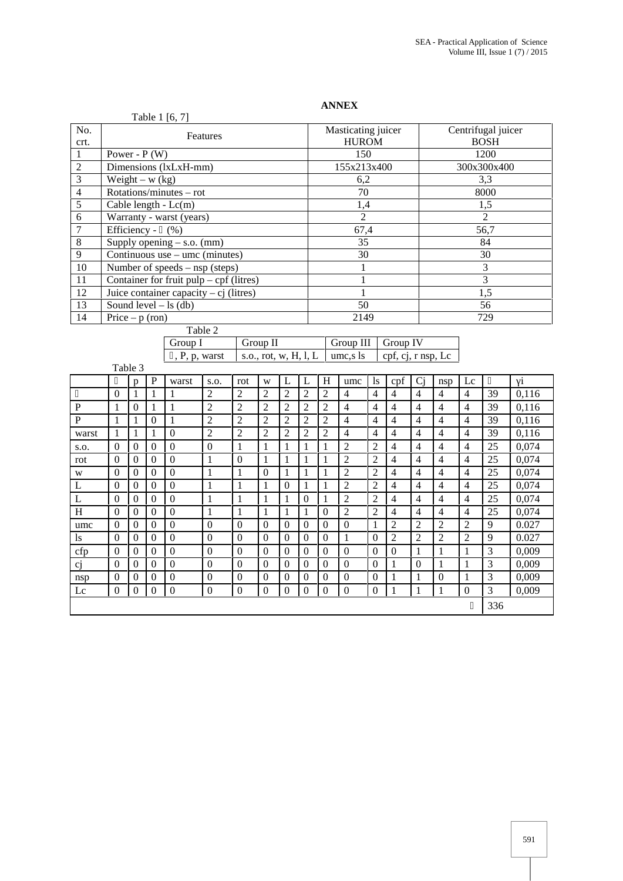**ANNEX**

Table 1 [6, 7]

| No. crt. | Features | Masticating juicer HUROM | Centrifugal juicer BOSH |
|---|---|---|---|
| 1 | Power - P (W) | 150 | 1200 |
| 2 | Dimensions (lxLxH-mm) | 155x213x400 | 300x300x400 |
| 3 | Weight – w (kg) | 6,2 | 3,3 |
| 4 | Rotations/minutes – rot | 70 | 8000 |
| 5 | Cable length - Lc(m) | 1,4 | 1,5 |
| 6 | Warranty - warst (years) | 2 | 2 |
| 7 | Efficiency - (%) | 67,4 | 56,7 |
| 8 | Supply opening – s.o. (mm) | 35 | 84 |
| 9 | Continuous use – umc (minutes) | 30 | 30 |
| 10 | Number of speeds – nsp (steps) | 1 | 3 |
| 11 | Container for fruit pulp – cpf (litres) | 1 | 3 |
| 12 | Juice container capacity – cj (litres) | 1 | 1,5 |
| 13 | Sound level – ls (db) | 50 | 56 |
| 14 | Price – p (ron) | 2149 | 729 |

Table 2

| Group I | Group II | Group III | Group IV |
|---|---|---|---|
| , P, p, warst | s.o., rot, w, H, l, L | umc,s ls | cpf, cj, r nsp, Lc |

Table 3

| | | p | P | warst | s.o. | rot | w | L | L | H | umc | ls | cpf | Cj | nsp | Lc | | γi |
|---|---|---|---|---|---|---|---|---|---|---|---|---|---|---|---|---|---|---|
| | 0 | 1 | 1 | 1 | 2 | 2 | 2 | 2 | 2 | 2 | 4 | 4 | 4 | 4 | 4 | 4 | 39 | 0,116 |
| P | 1 | 0 | 1 | 1 | 2 | 2 | 2 | 2 | 2 | 2 | 4 | 4 | 4 | 4 | 4 | 4 | 39 | 0,116 |
| P | 1 | 1 | 0 | 1 | 2 | 2 | 2 | 2 | 2 | 2 | 4 | 4 | 4 | 4 | 4 | 4 | 39 | 0,116 |
| warst | 1 | 1 | 1 | 0 | 2 | 2 | 2 | 2 | 2 | 2 | 4 | 4 | 4 | 4 | 4 | 4 | 39 | 0,116 |
| s.o. | 0 | 0 | 0 | 0 | 0 | 1 | 1 | 1 | 1 | 1 | 2 | 2 | 4 | 4 | 4 | 4 | 25 | 0,074 |
| rot | 0 | 0 | 0 | 0 | 1 | 0 | 1 | 1 | 1 | 1 | 2 | 2 | 4 | 4 | 4 | 4 | 25 | 0,074 |
| w | 0 | 0 | 0 | 0 | 1 | 1 | 0 | 1 | 1 | 1 | 2 | 2 | 4 | 4 | 4 | 4 | 25 | 0,074 |
| L | 0 | 0 | 0 | 0 | 1 | 1 | 1 | 0 | 1 | 1 | 2 | 2 | 4 | 4 | 4 | 4 | 25 | 0,074 |
| L | 0 | 0 | 0 | 0 | 1 | 1 | 1 | 1 | 0 | 1 | 2 | 2 | 4 | 4 | 4 | 4 | 25 | 0,074 |
| H | 0 | 0 | 0 | 0 | 1 | 1 | 1 | 1 | 1 | 0 | 2 | 2 | 4 | 4 | 4 | 4 | 25 | 0,074 |
| umc | 0 | 0 | 0 | 0 | 0 | 0 | 0 | 0 | 0 | 0 | 0 | 1 | 2 | 2 | 2 | 2 | 9 | 0.027 |
| ls | 0 | 0 | 0 | 0 | 0 | 0 | 0 | 0 | 0 | 0 | 1 | 0 | 2 | 2 | 2 | 2 | 9 | 0.027 |
| cfp | 0 | 0 | 0 | 0 | 0 | 0 | 0 | 0 | 0 | 0 | 0 | 0 | 0 | 1 | 1 | 1 | 3 | 0,009 |
| cj | 0 | 0 | 0 | 0 | 0 | 0 | 0 | 0 | 0 | 0 | 0 | 0 | 1 | 0 | 1 | 1 | 3 | 0,009 |
| nsp | 0 | 0 | 0 | 0 | 0 | 0 | 0 | 0 | 0 | 0 | 0 | 0 | 1 | 1 | 0 | 1 | 3 | 0,009 |
| Lc | 0 | 0 | 0 | 0 | 0 | 0 | 0 | 0 | 0 | 0 | 0 | 0 | 1 | 1 | 1 | 0 | 3 | 0,009 |
| | | | | | | | | | | | | | | | | | 336 | |